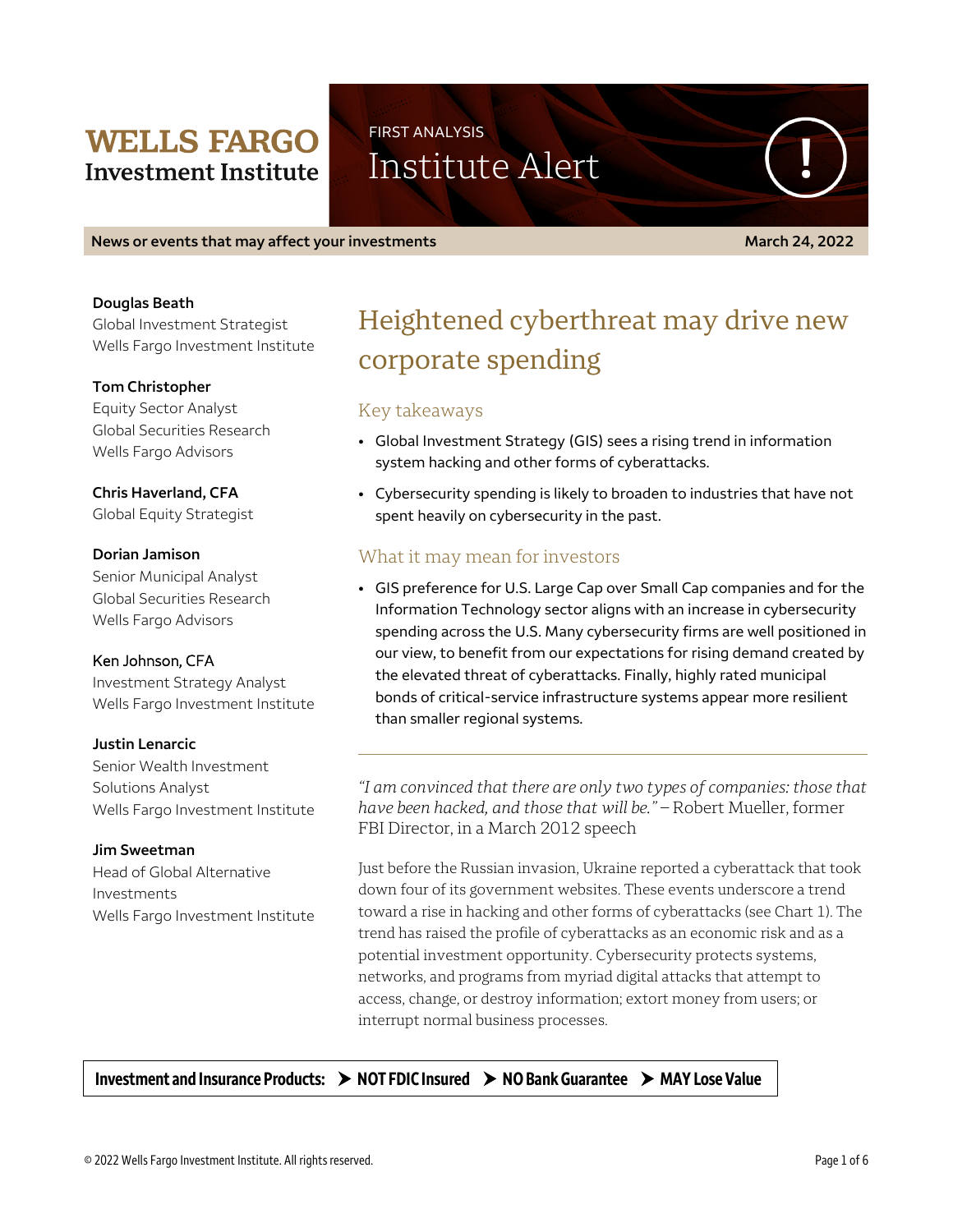**WELLS FARGO**
**Investment Institute**

FIRST ANALYSIS

Institute Alert

**News or events that may affect your investments** **March 24, 2022**

**Douglas Beath**
Global Investment Strategist
Wells Fargo Investment Institute

**Tom Christopher**
Equity Sector Analyst
Global Securities Research
Wells Fargo Advisors

**Chris Haverland, CFA**
Global Equity Strategist

**Dorian Jamison**
Senior Municipal Analyst
Global Securities Research
Wells Fargo Advisors

**Ken Johnson, CFA**
Investment Strategy Analyst
Wells Fargo Investment Institute

**Justin Lenarcic**
Senior Wealth Investment Solutions Analyst
Wells Fargo Investment Institute

**Jim Sweetman**
Head of Global Alternative Investments
Wells Fargo Investment Institute

# Heightened cyberthreat may drive new corporate spending

## Key takeaways

- Global Investment Strategy (GIS) sees a rising trend in information system hacking and other forms of cyberattacks.
- Cybersecurity spending is likely to broaden to industries that have not spent heavily on cybersecurity in the past.

## What it may mean for investors

- GIS preference for U.S. Large Cap over Small Cap companies and for the Information Technology sector aligns with an increase in cybersecurity spending across the U.S. Many cybersecurity firms are well positioned in our view, to benefit from our expectations for rising demand created by the elevated threat of cyberattacks. Finally, highly rated municipal bonds of critical-service infrastructure systems appear more resilient than smaller regional systems.

---

*"I am convinced that there are only two types of companies: those that have been hacked, and those that will be."* – Robert Mueller, former FBI Director, in a March 2012 speech

Just before the Russian invasion, Ukraine reported a cyberattack that took down four of its government websites. These events underscore a trend toward a rise in hacking and other forms of cyberattacks (see Chart 1). The trend has raised the profile of cyberattacks as an economic risk and as a potential investment opportunity. Cybersecurity protects systems, networks, and programs from myriad digital attacks that attempt to access, change, or destroy information; extort money from users; or interrupt normal business processes.

**Investment and Insurance Products: ➤ NOT FDIC Insured ➤ NO Bank Guarantee ➤ MAY Lose Value**

© 2022 Wells Fargo Investment Institute. All rights reserved.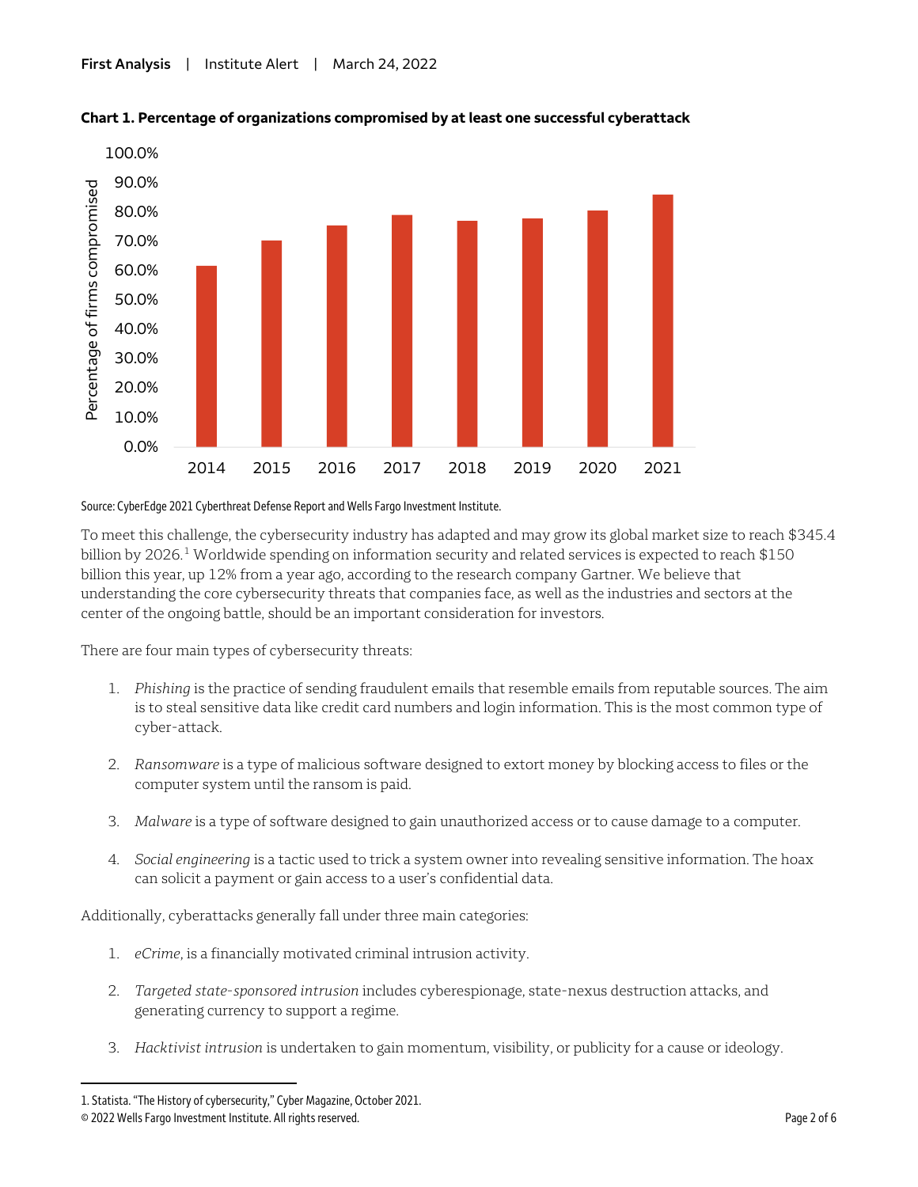**Chart 1. Percentage of organizations compromised by at least one successful cyberattack**

Source: CyberEdge 2021 Cyberthreat Defense Report and Wells Fargo Investment Institute.

To meet this challenge, the cybersecurity industry has adapted and may grow its global market size to reach $345.4 billion by 2026.[1] Worldwide spending on information security and related services is expected to reach $150 billion this year, up 12% from a year ago, according to the research company Gartner. We believe that understanding the core cybersecurity threats that companies face, as well as the industries and sectors at the center of the ongoing battle, should be an important consideration for investors.

There are four main types of cybersecurity threats:

1. *Phishing* is the practice of sending fraudulent emails that resemble emails from reputable sources. The aim is to steal sensitive data like credit card numbers and login information. This is the most common type of cyber-attack.

2. *Ransomware* is a type of malicious software designed to extort money by blocking access to files or the computer system until the ransom is paid.

3. *Malware* is a type of software designed to gain unauthorized access or to cause damage to a computer.

4. *Social engineering* is a tactic used to trick a system owner into revealing sensitive information. The hoax can solicit a payment or gain access to a user's confidential data.

Additionally, cyberattacks generally fall under three main categories:

1. *eCrime*, is a financially motivated criminal intrusion activity.

2. *Targeted state-sponsored intrusion* includes cyberespionage, state-nexus destruction attacks, and generating currency to support a regime.

3. *Hacktivist intrusion* is undertaken to gain momentum, visibility, or publicity for a cause or ideology.

---

1. Statista. "The History of cybersecurity," Cyber Magazine, October 2021.

© 2022 Wells Fargo Investment Institute. All rights reserved.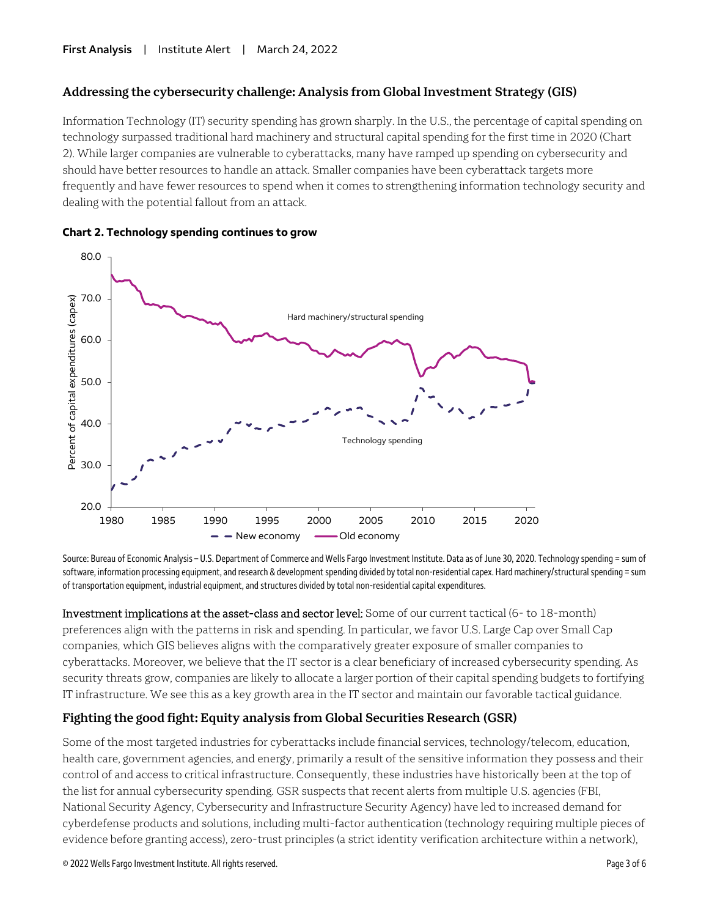## Addressing the cybersecurity challenge: Analysis from Global Investment Strategy (GIS)

Information Technology (IT) security spending has grown sharply. In the U.S., the percentage of capital spending on technology surpassed traditional hard machinery and structural capital spending for the first time in 2020 (Chart 2). While larger companies are vulnerable to cyberattacks, many have ramped up spending on cybersecurity and should have better resources to handle an attack. Smaller companies have been cyberattack targets more frequently and have fewer resources to spend when it comes to strengthening information technology security and dealing with the potential fallout from an attack.

**Chart 2. Technology spending continues to grow**

Source: Bureau of Economic Analysis – U.S. Department of Commerce and Wells Fargo Investment Institute. Data as of June 30, 2020. Technology spending = sum of software, information processing equipment, and research & development spending divided by total non-residential capex. Hard machinery/structural spending = sum of transportation equipment, industrial equipment, and structures divided by total non-residential capital expenditures.

**Investment implications at the asset-class and sector level:** Some of our current tactical (6- to 18-month) preferences align with the patterns in risk and spending. In particular, we favor U.S. Large Cap over Small Cap companies, which GIS believes aligns with the comparatively greater exposure of smaller companies to cyberattacks. Moreover, we believe that the IT sector is a clear beneficiary of increased cybersecurity spending. As security threats grow, companies are likely to allocate a larger portion of their capital spending budgets to fortifying IT infrastructure. We see this as a key growth area in the IT sector and maintain our favorable tactical guidance.

## Fighting the good fight: Equity analysis from Global Securities Research (GSR)

Some of the most targeted industries for cyberattacks include financial services, technology/telecom, education, health care, government agencies, and energy, primarily a result of the sensitive information they possess and their control of and access to critical infrastructure. Consequently, these industries have historically been at the top of the list for annual cybersecurity spending. GSR suspects that recent alerts from multiple U.S. agencies (FBI, National Security Agency, Cybersecurity and Infrastructure Security Agency) have led to increased demand for cyberdefense products and solutions, including multi-factor authentication (technology requiring multiple pieces of evidence before granting access), zero-trust principles (a strict identity verification architecture within a network),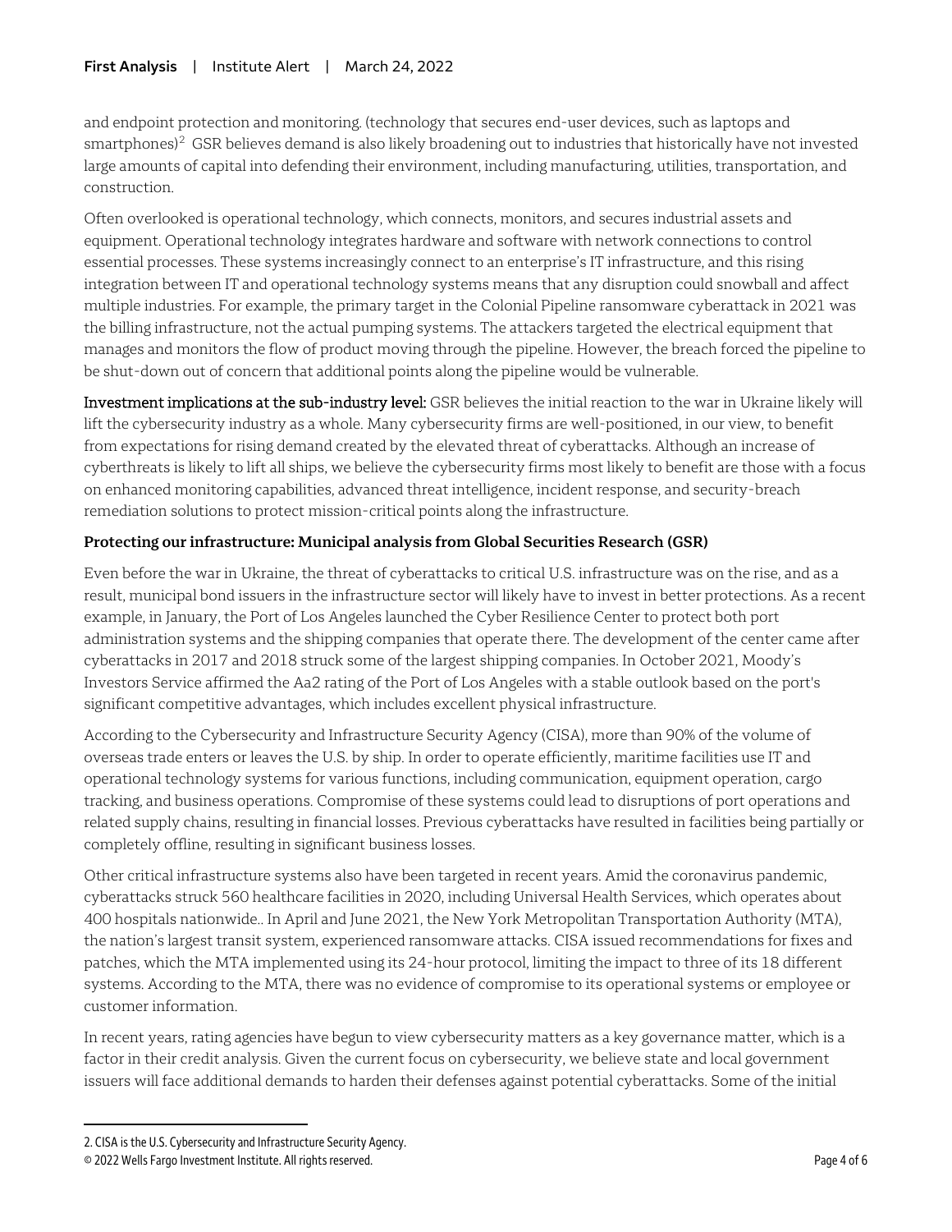and endpoint protection and monitoring. (technology that secures end-user devices, such as laptops and smartphones)[2] GSR believes demand is also likely broadening out to industries that historically have not invested large amounts of capital into defending their environment, including manufacturing, utilities, transportation, and construction.

Often overlooked is operational technology, which connects, monitors, and secures industrial assets and equipment. Operational technology integrates hardware and software with network connections to control essential processes. These systems increasingly connect to an enterprise's IT infrastructure, and this rising integration between IT and operational technology systems means that any disruption could snowball and affect multiple industries. For example, the primary target in the Colonial Pipeline ransomware cyberattack in 2021 was the billing infrastructure, not the actual pumping systems. The attackers targeted the electrical equipment that manages and monitors the flow of product moving through the pipeline. However, the breach forced the pipeline to be shut-down out of concern that additional points along the pipeline would be vulnerable.

**Investment implications at the sub-industry level:** GSR believes the initial reaction to the war in Ukraine likely will lift the cybersecurity industry as a whole. Many cybersecurity firms are well-positioned, in our view, to benefit from expectations for rising demand created by the elevated threat of cyberattacks. Although an increase of cyberthreats is likely to lift all ships, we believe the cybersecurity firms most likely to benefit are those with a focus on enhanced monitoring capabilities, advanced threat intelligence, incident response, and security-breach remediation solutions to protect mission-critical points along the infrastructure.

### Protecting our infrastructure: Municipal analysis from Global Securities Research (GSR)

Even before the war in Ukraine, the threat of cyberattacks to critical U.S. infrastructure was on the rise, and as a result, municipal bond issuers in the infrastructure sector will likely have to invest in better protections. As a recent example, in January, the Port of Los Angeles launched the Cyber Resilience Center to protect both port administration systems and the shipping companies that operate there. The development of the center came after cyberattacks in 2017 and 2018 struck some of the largest shipping companies. In October 2021, Moody's Investors Service affirmed the Aa2 rating of the Port of Los Angeles with a stable outlook based on the port's significant competitive advantages, which includes excellent physical infrastructure.

According to the Cybersecurity and Infrastructure Security Agency (CISA), more than 90% of the volume of overseas trade enters or leaves the U.S. by ship. In order to operate efficiently, maritime facilities use IT and operational technology systems for various functions, including communication, equipment operation, cargo tracking, and business operations. Compromise of these systems could lead to disruptions of port operations and related supply chains, resulting in financial losses. Previous cyberattacks have resulted in facilities being partially or completely offline, resulting in significant business losses.

Other critical infrastructure systems also have been targeted in recent years. Amid the coronavirus pandemic, cyberattacks struck 560 healthcare facilities in 2020, including Universal Health Services, which operates about 400 hospitals nationwide.. In April and June 2021, the New York Metropolitan Transportation Authority (MTA), the nation's largest transit system, experienced ransomware attacks. CISA issued recommendations for fixes and patches, which the MTA implemented using its 24-hour protocol, limiting the impact to three of its 18 different systems. According to the MTA, there was no evidence of compromise to its operational systems or employee or customer information.

In recent years, rating agencies have begun to view cybersecurity matters as a key governance matter, which is a factor in their credit analysis. Given the current focus on cybersecurity, we believe state and local government issuers will face additional demands to harden their defenses against potential cyberattacks. Some of the initial

2. CISA is the U.S. Cybersecurity and Infrastructure Security Agency.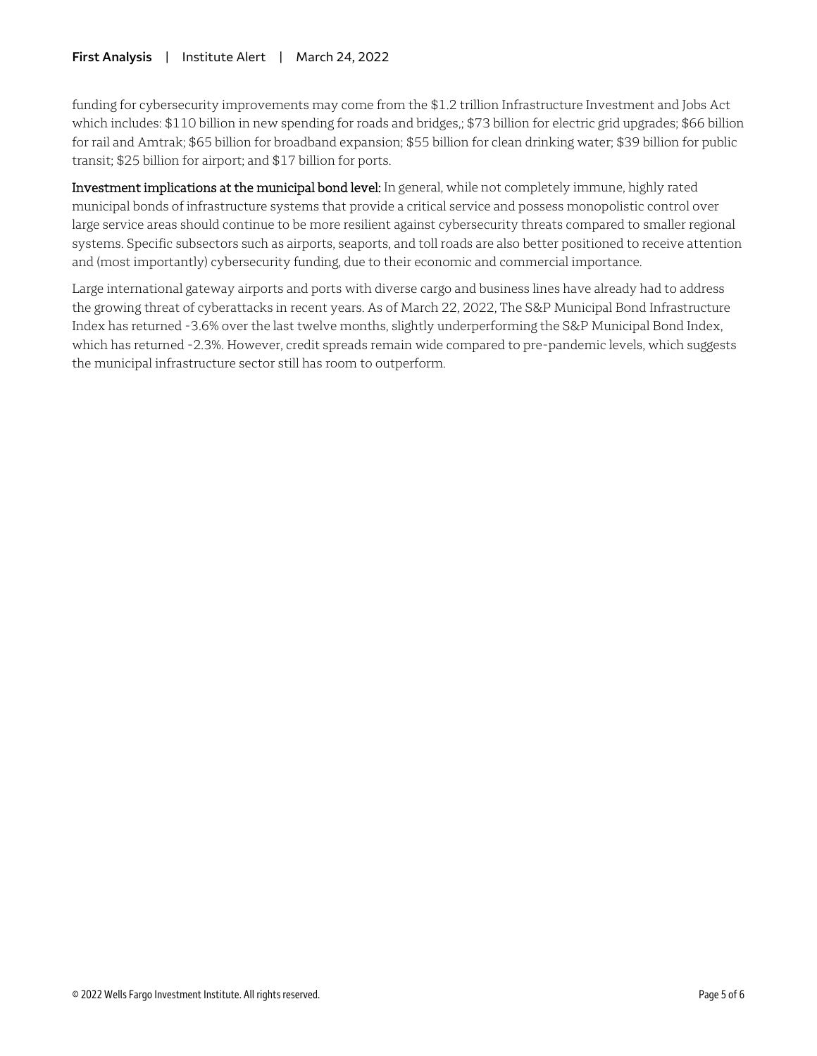funding for cybersecurity improvements may come from the $1.2 trillion Infrastructure Investment and Jobs Act which includes: $110 billion in new spending for roads and bridges,; $73 billion for electric grid upgrades; $66 billion for rail and Amtrak; $65 billion for broadband expansion; $55 billion for clean drinking water; $39 billion for public transit; $25 billion for airport; and $17 billion for ports.

**Investment implications at the municipal bond level:** In general, while not completely immune, highly rated municipal bonds of infrastructure systems that provide a critical service and possess monopolistic control over large service areas should continue to be more resilient against cybersecurity threats compared to smaller regional systems. Specific subsectors such as airports, seaports, and toll roads are also better positioned to receive attention and (most importantly) cybersecurity funding, due to their economic and commercial importance.

Large international gateway airports and ports with diverse cargo and business lines have already had to address the growing threat of cyberattacks in recent years. As of March 22, 2022, The S&P Municipal Bond Infrastructure Index has returned -3.6% over the last twelve months, slightly underperforming the S&P Municipal Bond Index, which has returned -2.3%. However, credit spreads remain wide compared to pre-pandemic levels, which suggests the municipal infrastructure sector still has room to outperform.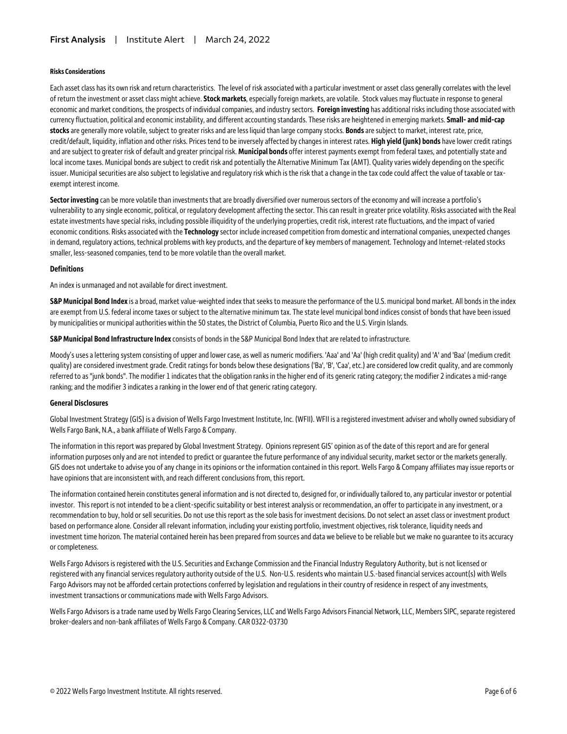**Risks Considerations**

Each asset class has its own risk and return characteristics. The level of risk associated with a particular investment or asset class generally correlates with the level of return the investment or asset class might achieve. **Stock markets**, especially foreign markets, are volatile. Stock values may fluctuate in response to general economic and market conditions, the prospects of individual companies, and industry sectors. **Foreign investing** has additional risks including those associated with currency fluctuation, political and economic instability, and different accounting standards. These risks are heightened in emerging markets. **Small- and mid-cap stocks** are generally more volatile, subject to greater risks and are less liquid than large company stocks. **Bonds** are subject to market, interest rate, price, credit/default, liquidity, inflation and other risks. Prices tend to be inversely affected by changes in interest rates. **High yield (junk) bonds** have lower credit ratings and are subject to greater risk of default and greater principal risk. **Municipal bonds** offer interest payments exempt from federal taxes, and potentially state and local income taxes. Municipal bonds are subject to credit risk and potentially the Alternative Minimum Tax (AMT). Quality varies widely depending on the specific issuer. Municipal securities are also subject to legislative and regulatory risk which is the risk that a change in the tax code could affect the value of taxable or tax-exempt interest income.

**Sector investing** can be more volatile than investments that are broadly diversified over numerous sectors of the economy and will increase a portfolio's vulnerability to any single economic, political, or regulatory development affecting the sector. This can result in greater price volatility. Risks associated with the Real estate investments have special risks, including possible illiquidity of the underlying properties, credit risk, interest rate fluctuations, and the impact of varied economic conditions. Risks associated with the **Technology** sector include increased competition from domestic and international companies, unexpected changes in demand, regulatory actions, technical problems with key products, and the departure of key members of management. Technology and Internet-related stocks smaller, less-seasoned companies, tend to be more volatile than the overall market.

**Definitions**

An index is unmanaged and not available for direct investment.

**S&P Municipal Bond Index** is a broad, market value-weighted index that seeks to measure the performance of the U.S. municipal bond market. All bonds in the index are exempt from U.S. federal income taxes or subject to the alternative minimum tax. The state level municipal bond indices consist of bonds that have been issued by municipalities or municipal authorities within the 50 states, the District of Columbia, Puerto Rico and the U.S. Virgin Islands.

**S&P Municipal Bond Infrastructure Index** consists of bonds in the S&P Municipal Bond Index that are related to infrastructure.

Moody's uses a lettering system consisting of upper and lower case, as well as numeric modifiers. 'Aaa' and 'Aa' (high credit quality) and 'A' and 'Baa' (medium credit quality) are considered investment grade. Credit ratings for bonds below these designations ('Ba', 'B', 'Caa', etc.) are considered low credit quality, and are commonly referred to as "junk bonds". The modifier 1 indicates that the obligation ranks in the higher end of its generic rating category; the modifier 2 indicates a mid-range ranking; and the modifier 3 indicates a ranking in the lower end of that generic rating category.

**General Disclosures**

Global Investment Strategy (GIS) is a division of Wells Fargo Investment Institute, Inc. (WFII). WFII is a registered investment adviser and wholly owned subsidiary of Wells Fargo Bank, N.A., a bank affiliate of Wells Fargo & Company.

The information in this report was prepared by Global Investment Strategy. Opinions represent GIS' opinion as of the date of this report and are for general information purposes only and are not intended to predict or guarantee the future performance of any individual security, market sector or the markets generally. GIS does not undertake to advise you of any change in its opinions or the information contained in this report. Wells Fargo & Company affiliates may issue reports or have opinions that are inconsistent with, and reach different conclusions from, this report.

The information contained herein constitutes general information and is not directed to, designed for, or individually tailored to, any particular investor or potential investor. This report is not intended to be a client-specific suitability or best interest analysis or recommendation, an offer to participate in any investment, or a recommendation to buy, hold or sell securities. Do not use this report as the sole basis for investment decisions. Do not select an asset class or investment product based on performance alone. Consider all relevant information, including your existing portfolio, investment objectives, risk tolerance, liquidity needs and investment time horizon. The material contained herein has been prepared from sources and data we believe to be reliable but we make no guarantee to its accuracy or completeness.

Wells Fargo Advisors is registered with the U.S. Securities and Exchange Commission and the Financial Industry Regulatory Authority, but is not licensed or registered with any financial services regulatory authority outside of the U.S. Non-U.S. residents who maintain U.S.-based financial services account(s) with Wells Fargo Advisors may not be afforded certain protections conferred by legislation and regulations in their country of residence in respect of any investments, investment transactions or communications made with Wells Fargo Advisors.

Wells Fargo Advisors is a trade name used by Wells Fargo Clearing Services, LLC and Wells Fargo Advisors Financial Network, LLC, Members SIPC, separate registered broker-dealers and non-bank affiliates of Wells Fargo & Company. CAR 0322-03730

© 2022 Wells Fargo Investment Institute. All rights reserved.